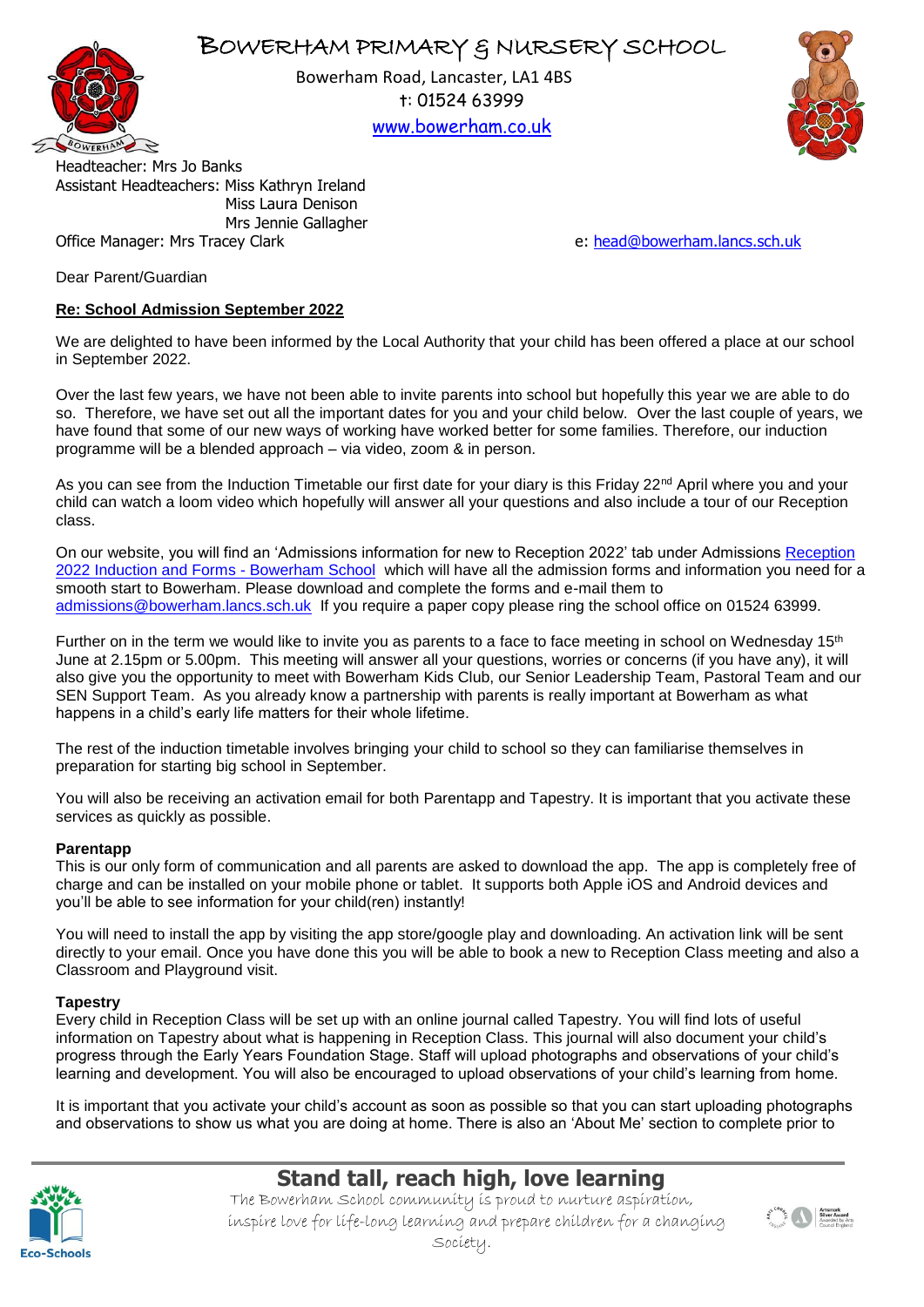# BOWERHAM PRIMARY & NURSERY SCHOOL

Bowerham Road, Lancaster, LA1 4BS
t: 01524 63999
www.bowerham.co.uk

Headteacher: Mrs Jo Banks
Assistant Headteachers: Miss Kathryn Ireland
Miss Laura Denison
Mrs Jennie Gallagher
Office Manager: Mrs Tracey Clark

e: head@bowerham.lancs.sch.uk

Dear Parent/Guardian

**Re: School Admission September 2022**

We are delighted to have been informed by the Local Authority that your child has been offered a place at our school in September 2022.

Over the last few years, we have not been able to invite parents into school but hopefully this year we are able to do so. Therefore, we have set out all the important dates for you and your child below. Over the last couple of years, we have found that some of our new ways of working have worked better for some families. Therefore, our induction programme will be a blended approach – via video, zoom & in person.

As you can see from the Induction Timetable our first date for your diary is this Friday 22nd April where you and your child can watch a loom video which hopefully will answer all your questions and also include a tour of our Reception class.

On our website, you will find an 'Admissions information for new to Reception 2022' tab under Admissions Reception 2022 Induction and Forms - Bowerham School which will have all the admission forms and information you need for a smooth start to Bowerham. Please download and complete the forms and e-mail them to admissions@bowerham.lancs.sch.uk If you require a paper copy please ring the school office on 01524 63999.

Further on in the term we would like to invite you as parents to a face to face meeting in school on Wednesday 15th June at 2.15pm or 5.00pm. This meeting will answer all your questions, worries or concerns (if you have any), it will also give you the opportunity to meet with Bowerham Kids Club, our Senior Leadership Team, Pastoral Team and our SEN Support Team. As you already know a partnership with parents is really important at Bowerham as what happens in a child's early life matters for their whole lifetime.

The rest of the induction timetable involves bringing your child to school so they can familiarise themselves in preparation for starting big school in September.

You will also be receiving an activation email for both Parentapp and Tapestry. It is important that you activate these services as quickly as possible.

**Parentapp**

This is our only form of communication and all parents are asked to download the app. The app is completely free of charge and can be installed on your mobile phone or tablet. It supports both Apple iOS and Android devices and you'll be able to see information for your child(ren) instantly!

You will need to install the app by visiting the app store/google play and downloading. An activation link will be sent directly to your email. Once you have done this you will be able to book a new to Reception Class meeting and also a Classroom and Playground visit.

**Tapestry**

Every child in Reception Class will be set up with an online journal called Tapestry. You will find lots of useful information on Tapestry about what is happening in Reception Class. This journal will also document your child's progress through the Early Years Foundation Stage. Staff will upload photographs and observations of your child's learning and development. You will also be encouraged to upload observations of your child's learning from home.

It is important that you activate your child's account as soon as possible so that you can start uploading photographs and observations to show us what you are doing at home. There is also an 'About Me' section to complete prior to

**Stand tall, reach high, love learning**

The Bowerham School community is proud to nurture aspiration, inspire love for life-long learning and prepare children for a changing society.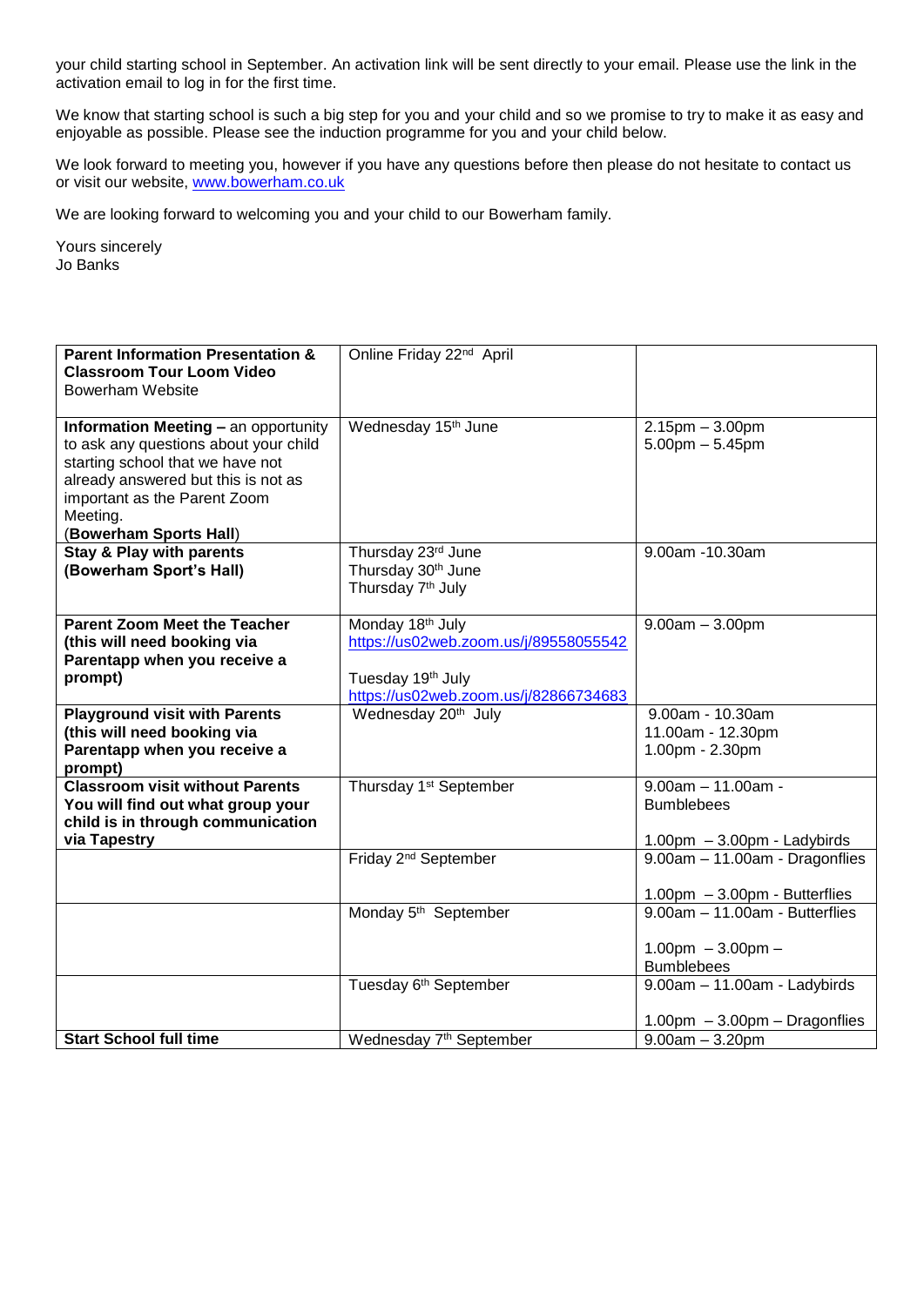your child starting school in September. An activation link will be sent directly to your email. Please use the link in the activation email to log in for the first time.

We know that starting school is such a big step for you and your child and so we promise to try to make it as easy and enjoyable as possible. Please see the induction programme for you and your child below.

We look forward to meeting you, however if you have any questions before then please do not hesitate to contact us or visit our website, [www.bowerham.co.uk](http://www.bowerham.co.uk)

We are looking forward to welcoming you and your child to our Bowerham family.

Yours sincerely
Jo Banks

| | | |
|---|---|---|
| **Parent Information Presentation & Classroom Tour Loom Video** Bowerham Website | Online Friday 22nd April | |
| **Information Meeting –** an opportunity to ask any questions about your child starting school that we have not already answered but this is not as important as the Parent Zoom Meeting. (**Bowerham Sports Hall**) | Wednesday 15th June | 2.15pm – 3.00pm<br>5.00pm – 5.45pm |
| **Stay & Play with parents (Bowerham Sport's Hall)** | Thursday 23rd June<br>Thursday 30th June<br>Thursday 7th July | 9.00am -10.30am |
| **Parent Zoom Meet the Teacher (this will need booking via Parentapp when you receive a prompt)** | Monday 18th July<br>https://us02web.zoom.us/j/89558055542<br><br>Tuesday 19th July<br>https://us02web.zoom.us/j/82866734683 | 9.00am – 3.00pm |
| **Playground visit with Parents (this will need booking via Parentapp when you receive a prompt)** | Wednesday 20th July | 9.00am - 10.30am<br>11.00am - 12.30pm<br>1.00pm - 2.30pm |
| **Classroom visit without Parents You will find out what group your child is in through communication via Tapestry** | Thursday 1st September | 9.00am – 11.00am - Bumblebees<br><br>1.00pm – 3.00pm - Ladybirds |
| | Friday 2nd September | 9.00am – 11.00am - Dragonflies<br><br>1.00pm – 3.00pm - Butterflies |
| | Monday 5th September | 9.00am – 11.00am - Butterflies<br><br>1.00pm – 3.00pm – Bumblebees |
| | Tuesday 6th September | 9.00am – 11.00am - Ladybirds<br><br>1.00pm – 3.00pm – Dragonflies |
| **Start School full time** | Wednesday 7th September | 9.00am – 3.20pm |